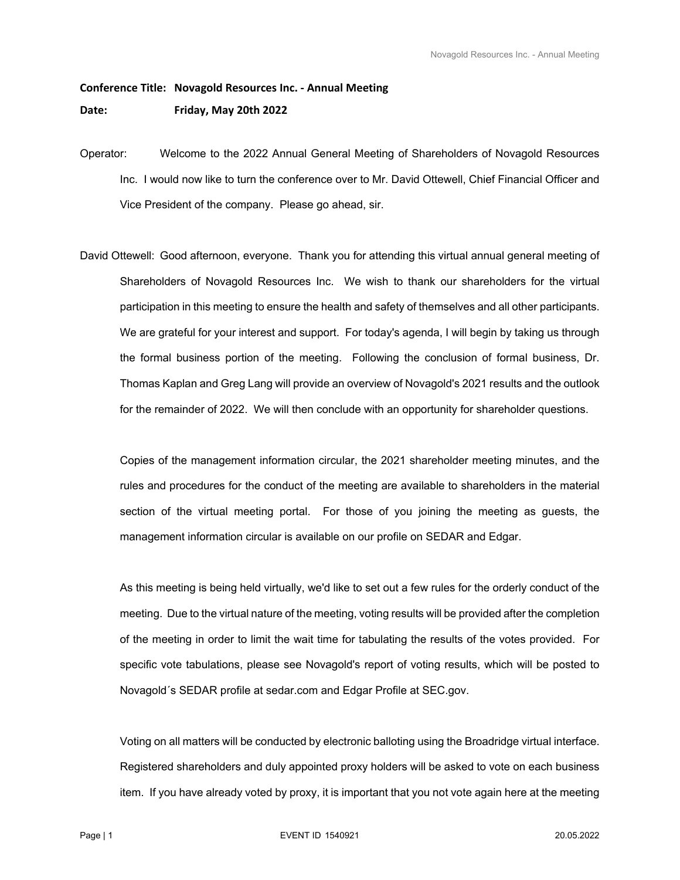**Conference Title: Novagold Resources Inc. - Annual Meeting**

**Date: Friday, May 20th 2022**

Operator: Welcome to the 2022 Annual General Meeting of Shareholders of Novagold Resources Inc. I would now like to turn the conference over to Mr. David Ottewell, Chief Financial Officer and Vice President of the company. Please go ahead, sir.

David Ottewell: Good afternoon, everyone. Thank you for attending this virtual annual general meeting of Shareholders of Novagold Resources Inc. We wish to thank our shareholders for the virtual participation in this meeting to ensure the health and safety of themselves and all other participants. We are grateful for your interest and support. For today's agenda, I will begin by taking us through the formal business portion of the meeting. Following the conclusion of formal business, Dr. Thomas Kaplan and Greg Lang will provide an overview of Novagold's 2021 results and the outlook for the remainder of 2022. We will then conclude with an opportunity for shareholder questions.

Copies of the management information circular, the 2021 shareholder meeting minutes, and the rules and procedures for the conduct of the meeting are available to shareholders in the material section of the virtual meeting portal. For those of you joining the meeting as guests, the management information circular is available on our profile on SEDAR and Edgar.

As this meeting is being held virtually, we'd like to set out a few rules for the orderly conduct of the meeting. Due to the virtual nature of the meeting, voting results will be provided after the completion of the meeting in order to limit the wait time for tabulating the results of the votes provided. For specific vote tabulations, please see Novagold's report of voting results, which will be posted to Novagold´s SEDAR profile at sedar.com and Edgar Profile at SEC.gov.

Voting on all matters will be conducted by electronic balloting using the Broadridge virtual interface. Registered shareholders and duly appointed proxy holders will be asked to vote on each business item. If you have already voted by proxy, it is important that you not vote again here at the meeting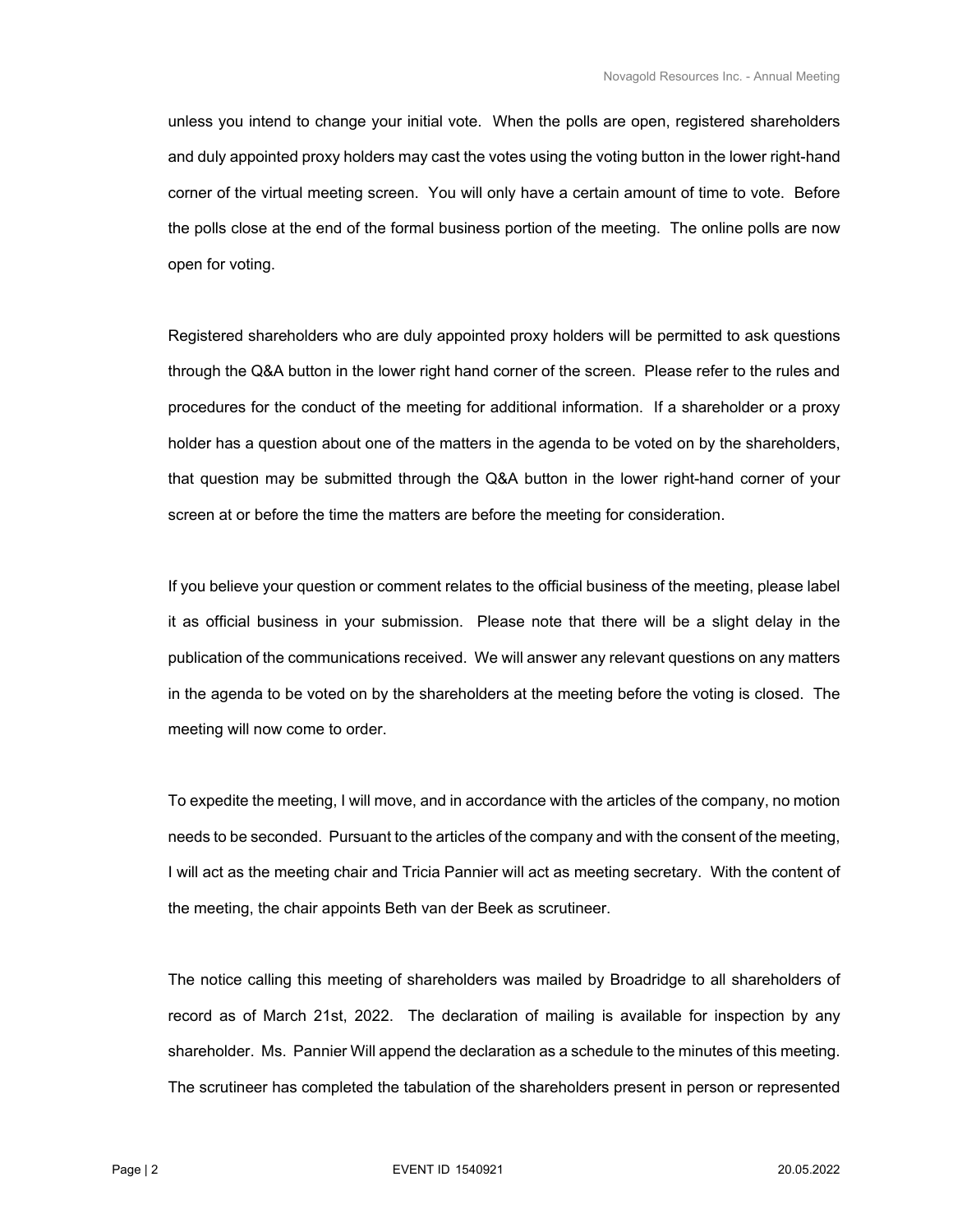unless you intend to change your initial vote. When the polls are open, registered shareholders and duly appointed proxy holders may cast the votes using the voting button in the lower right-hand corner of the virtual meeting screen. You will only have a certain amount of time to vote. Before the polls close at the end of the formal business portion of the meeting. The online polls are now open for voting.

Registered shareholders who are duly appointed proxy holders will be permitted to ask questions through the Q&A button in the lower right hand corner of the screen. Please refer to the rules and procedures for the conduct of the meeting for additional information. If a shareholder or a proxy holder has a question about one of the matters in the agenda to be voted on by the shareholders, that question may be submitted through the Q&A button in the lower right-hand corner of your screen at or before the time the matters are before the meeting for consideration.

If you believe your question or comment relates to the official business of the meeting, please label it as official business in your submission. Please note that there will be a slight delay in the publication of the communications received. We will answer any relevant questions on any matters in the agenda to be voted on by the shareholders at the meeting before the voting is closed. The meeting will now come to order.

To expedite the meeting, I will move, and in accordance with the articles of the company, no motion needs to be seconded. Pursuant to the articles of the company and with the consent of the meeting, I will act as the meeting chair and Tricia Pannier will act as meeting secretary. With the content of the meeting, the chair appoints Beth van der Beek as scrutineer.

The notice calling this meeting of shareholders was mailed by Broadridge to all shareholders of record as of March 21st, 2022. The declaration of mailing is available for inspection by any shareholder. Ms. Pannier Will append the declaration as a schedule to the minutes of this meeting. The scrutineer has completed the tabulation of the shareholders present in person or represented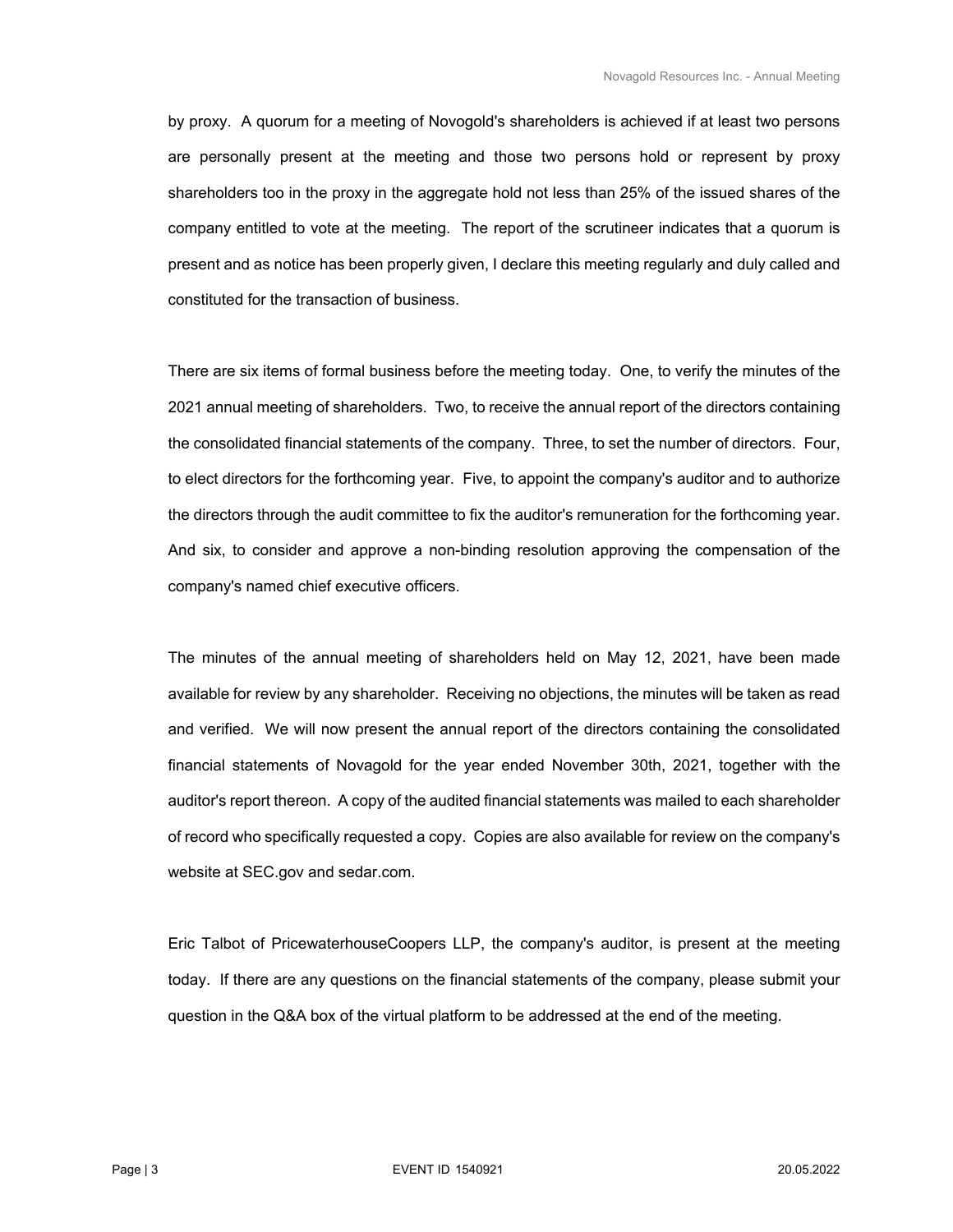by proxy. A quorum for a meeting of Novogold's shareholders is achieved if at least two persons are personally present at the meeting and those two persons hold or represent by proxy shareholders too in the proxy in the aggregate hold not less than 25% of the issued shares of the company entitled to vote at the meeting. The report of the scrutineer indicates that a quorum is present and as notice has been properly given, I declare this meeting regularly and duly called and constituted for the transaction of business.

There are six items of formal business before the meeting today. One, to verify the minutes of the 2021 annual meeting of shareholders. Two, to receive the annual report of the directors containing the consolidated financial statements of the company. Three, to set the number of directors. Four, to elect directors for the forthcoming year. Five, to appoint the company's auditor and to authorize the directors through the audit committee to fix the auditor's remuneration for the forthcoming year. And six, to consider and approve a non-binding resolution approving the compensation of the company's named chief executive officers.

The minutes of the annual meeting of shareholders held on May 12, 2021, have been made available for review by any shareholder. Receiving no objections, the minutes will be taken as read and verified. We will now present the annual report of the directors containing the consolidated financial statements of Novagold for the year ended November 30th, 2021, together with the auditor's report thereon. A copy of the audited financial statements was mailed to each shareholder of record who specifically requested a copy. Copies are also available for review on the company's website at SEC.gov and sedar.com.

Eric Talbot of PricewaterhouseCoopers LLP, the company's auditor, is present at the meeting today. If there are any questions on the financial statements of the company, please submit your question in the Q&A box of the virtual platform to be addressed at the end of the meeting.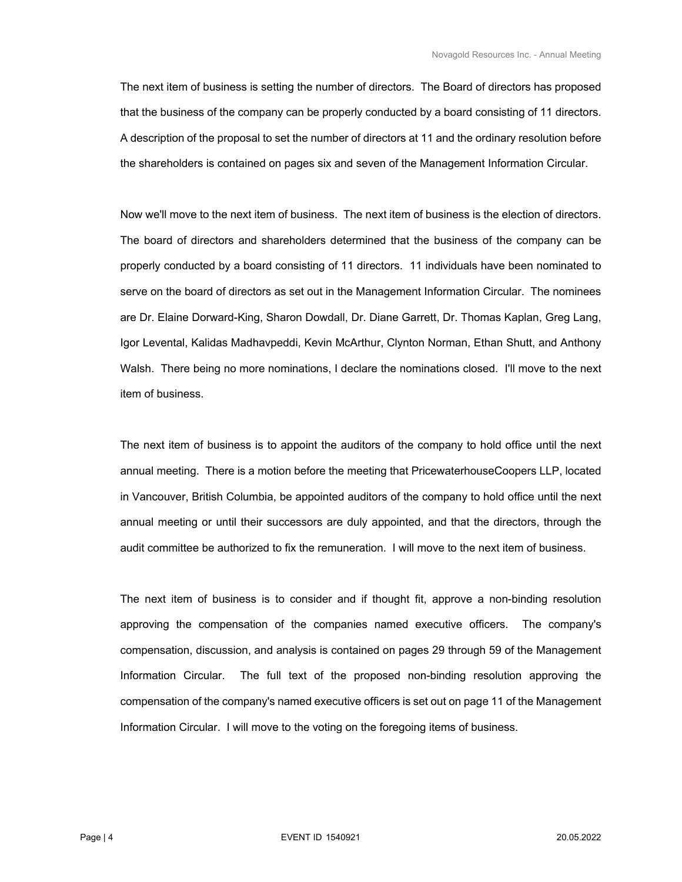The next item of business is setting the number of directors. The Board of directors has proposed that the business of the company can be properly conducted by a board consisting of 11 directors. A description of the proposal to set the number of directors at 11 and the ordinary resolution before the shareholders is contained on pages six and seven of the Management Information Circular.

Now we'll move to the next item of business. The next item of business is the election of directors. The board of directors and shareholders determined that the business of the company can be properly conducted by a board consisting of 11 directors. 11 individuals have been nominated to serve on the board of directors as set out in the Management Information Circular. The nominees are Dr. Elaine Dorward-King, Sharon Dowdall, Dr. Diane Garrett, Dr. Thomas Kaplan, Greg Lang, Igor Levental, Kalidas Madhavpeddi, Kevin McArthur, Clynton Norman, Ethan Shutt, and Anthony Walsh. There being no more nominations, I declare the nominations closed. I'll move to the next item of business.

The next item of business is to appoint the auditors of the company to hold office until the next annual meeting. There is a motion before the meeting that PricewaterhouseCoopers LLP, located in Vancouver, British Columbia, be appointed auditors of the company to hold office until the next annual meeting or until their successors are duly appointed, and that the directors, through the audit committee be authorized to fix the remuneration. I will move to the next item of business.

The next item of business is to consider and if thought fit, approve a non-binding resolution approving the compensation of the companies named executive officers. The company's compensation, discussion, and analysis is contained on pages 29 through 59 of the Management Information Circular. The full text of the proposed non-binding resolution approving the compensation of the company's named executive officers is set out on page 11 of the Management Information Circular. I will move to the voting on the foregoing items of business.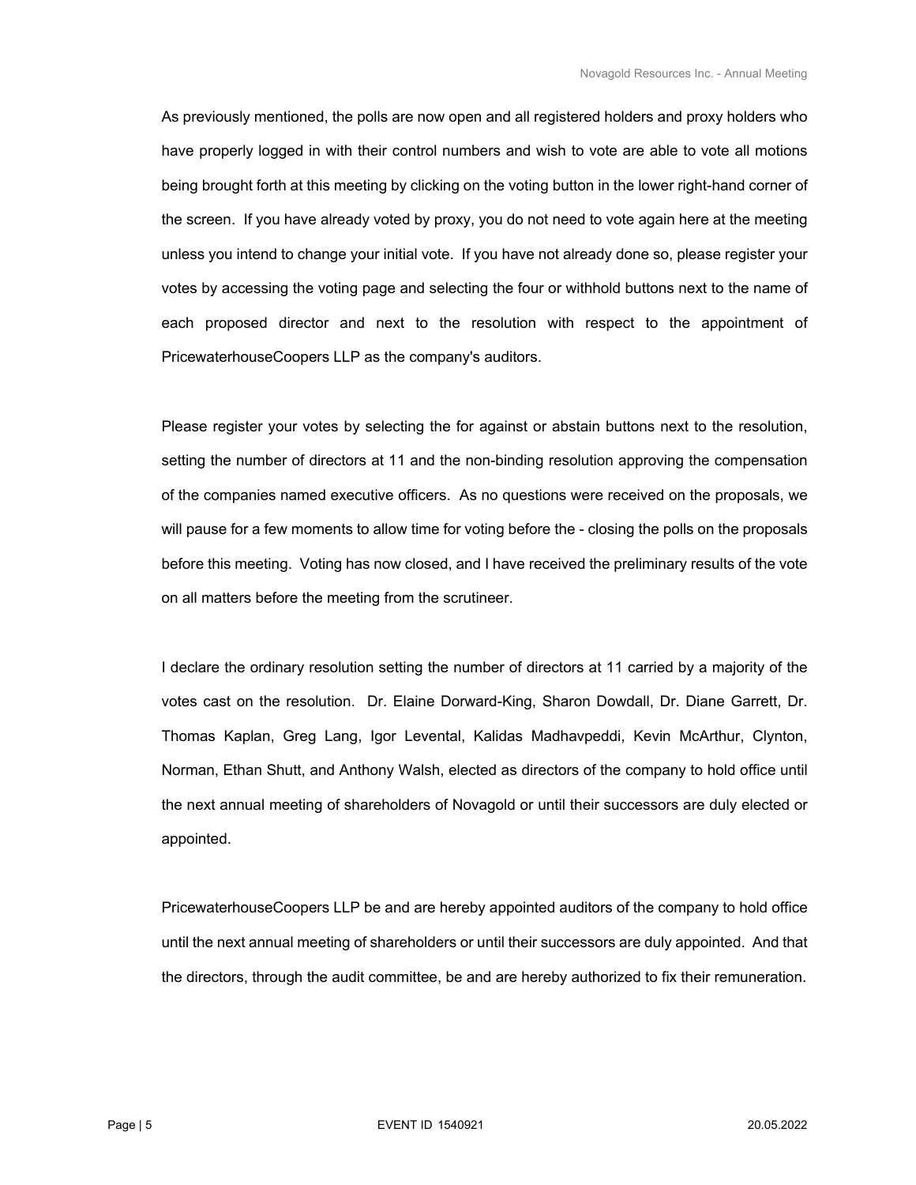As previously mentioned, the polls are now open and all registered holders and proxy holders who have properly logged in with their control numbers and wish to vote are able to vote all motions being brought forth at this meeting by clicking on the voting button in the lower right-hand corner of the screen. If you have already voted by proxy, you do not need to vote again here at the meeting unless you intend to change your initial vote. If you have not already done so, please register your votes by accessing the voting page and selecting the four or withhold buttons next to the name of each proposed director and next to the resolution with respect to the appointment of PricewaterhouseCoopers LLP as the company's auditors.

Please register your votes by selecting the for against or abstain buttons next to the resolution, setting the number of directors at 11 and the non-binding resolution approving the compensation of the companies named executive officers. As no questions were received on the proposals, we will pause for a few moments to allow time for voting before the - closing the polls on the proposals before this meeting. Voting has now closed, and I have received the preliminary results of the vote on all matters before the meeting from the scrutineer.

I declare the ordinary resolution setting the number of directors at 11 carried by a majority of the votes cast on the resolution. Dr. Elaine Dorward-King, Sharon Dowdall, Dr. Diane Garrett, Dr. Thomas Kaplan, Greg Lang, Igor Levental, Kalidas Madhavpeddi, Kevin McArthur, Clynton, Norman, Ethan Shutt, and Anthony Walsh, elected as directors of the company to hold office until the next annual meeting of shareholders of Novagold or until their successors are duly elected or appointed.

PricewaterhouseCoopers LLP be and are hereby appointed auditors of the company to hold office until the next annual meeting of shareholders or until their successors are duly appointed. And that the directors, through the audit committee, be and are hereby authorized to fix their remuneration.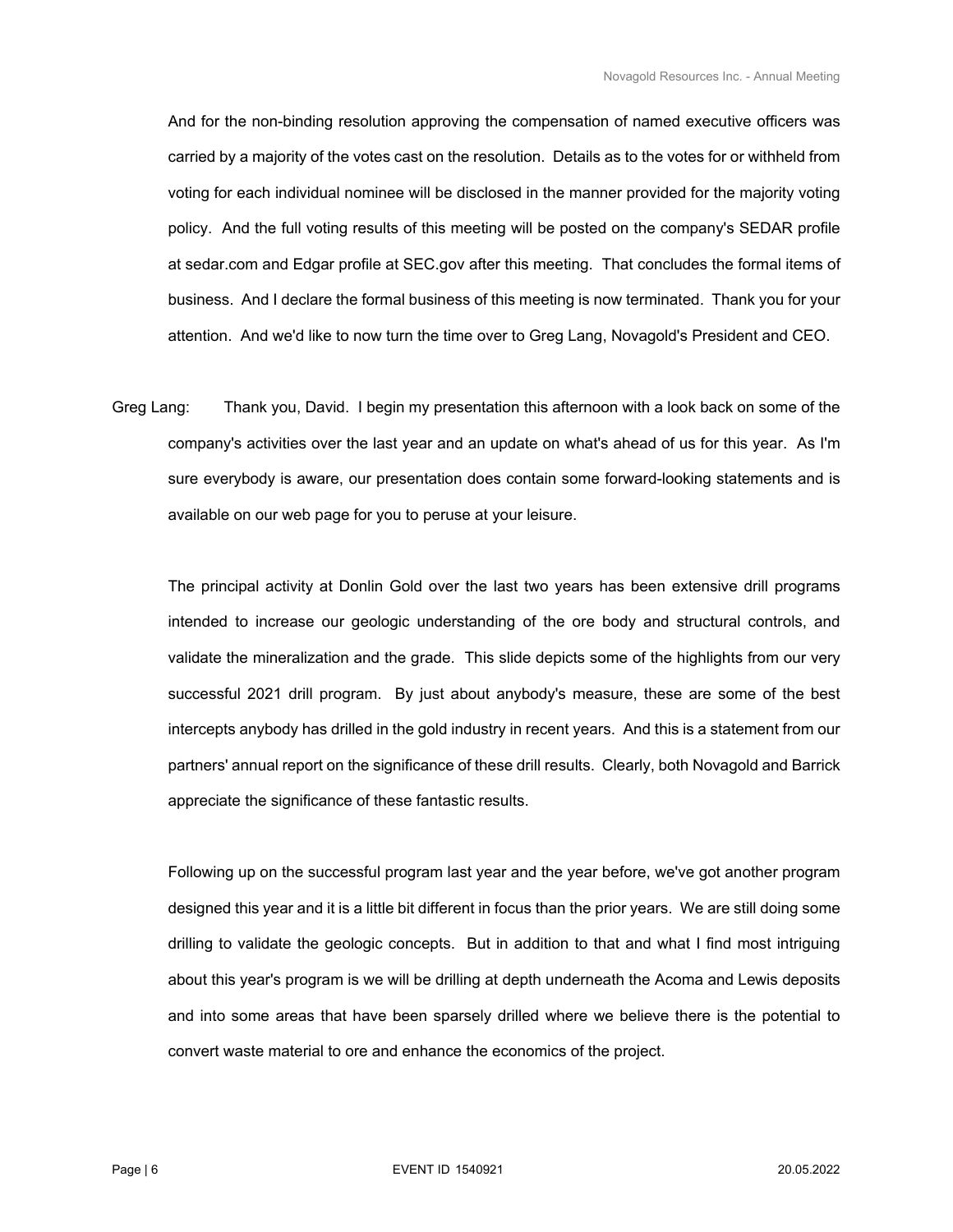And for the non-binding resolution approving the compensation of named executive officers was carried by a majority of the votes cast on the resolution. Details as to the votes for or withheld from voting for each individual nominee will be disclosed in the manner provided for the majority voting policy. And the full voting results of this meeting will be posted on the company's SEDAR profile at sedar.com and Edgar profile at SEC.gov after this meeting. That concludes the formal items of business. And I declare the formal business of this meeting is now terminated. Thank you for your attention. And we'd like to now turn the time over to Greg Lang, Novagold's President and CEO.

Greg Lang: Thank you, David. I begin my presentation this afternoon with a look back on some of the company's activities over the last year and an update on what's ahead of us for this year. As I'm sure everybody is aware, our presentation does contain some forward-looking statements and is available on our web page for you to peruse at your leisure.

The principal activity at Donlin Gold over the last two years has been extensive drill programs intended to increase our geologic understanding of the ore body and structural controls, and validate the mineralization and the grade. This slide depicts some of the highlights from our very successful 2021 drill program. By just about anybody's measure, these are some of the best intercepts anybody has drilled in the gold industry in recent years. And this is a statement from our partners' annual report on the significance of these drill results. Clearly, both Novagold and Barrick appreciate the significance of these fantastic results.

Following up on the successful program last year and the year before, we've got another program designed this year and it is a little bit different in focus than the prior years. We are still doing some drilling to validate the geologic concepts. But in addition to that and what I find most intriguing about this year's program is we will be drilling at depth underneath the Acoma and Lewis deposits and into some areas that have been sparsely drilled where we believe there is the potential to convert waste material to ore and enhance the economics of the project.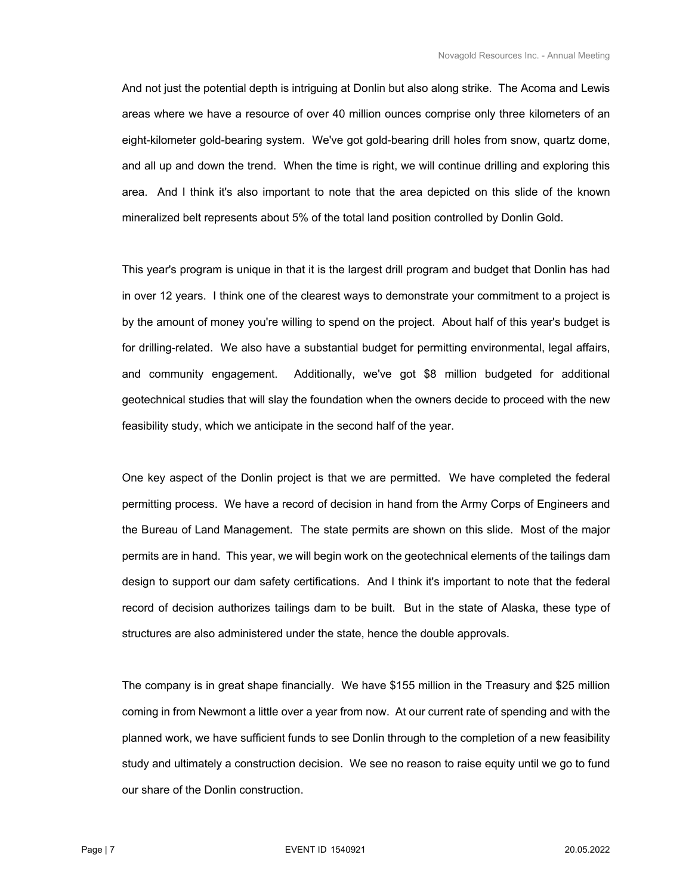And not just the potential depth is intriguing at Donlin but also along strike. The Acoma and Lewis areas where we have a resource of over 40 million ounces comprise only three kilometers of an eight-kilometer gold-bearing system. We've got gold-bearing drill holes from snow, quartz dome, and all up and down the trend. When the time is right, we will continue drilling and exploring this area. And I think it's also important to note that the area depicted on this slide of the known mineralized belt represents about 5% of the total land position controlled by Donlin Gold.

This year's program is unique in that it is the largest drill program and budget that Donlin has had in over 12 years. I think one of the clearest ways to demonstrate your commitment to a project is by the amount of money you're willing to spend on the project. About half of this year's budget is for drilling-related. We also have a substantial budget for permitting environmental, legal affairs, and community engagement. Additionally, we've got $8 million budgeted for additional geotechnical studies that will slay the foundation when the owners decide to proceed with the new feasibility study, which we anticipate in the second half of the year.

One key aspect of the Donlin project is that we are permitted. We have completed the federal permitting process. We have a record of decision in hand from the Army Corps of Engineers and the Bureau of Land Management. The state permits are shown on this slide. Most of the major permits are in hand. This year, we will begin work on the geotechnical elements of the tailings dam design to support our dam safety certifications. And I think it's important to note that the federal record of decision authorizes tailings dam to be built. But in the state of Alaska, these type of structures are also administered under the state, hence the double approvals.

The company is in great shape financially. We have $155 million in the Treasury and $25 million coming in from Newmont a little over a year from now. At our current rate of spending and with the planned work, we have sufficient funds to see Donlin through to the completion of a new feasibility study and ultimately a construction decision. We see no reason to raise equity until we go to fund our share of the Donlin construction.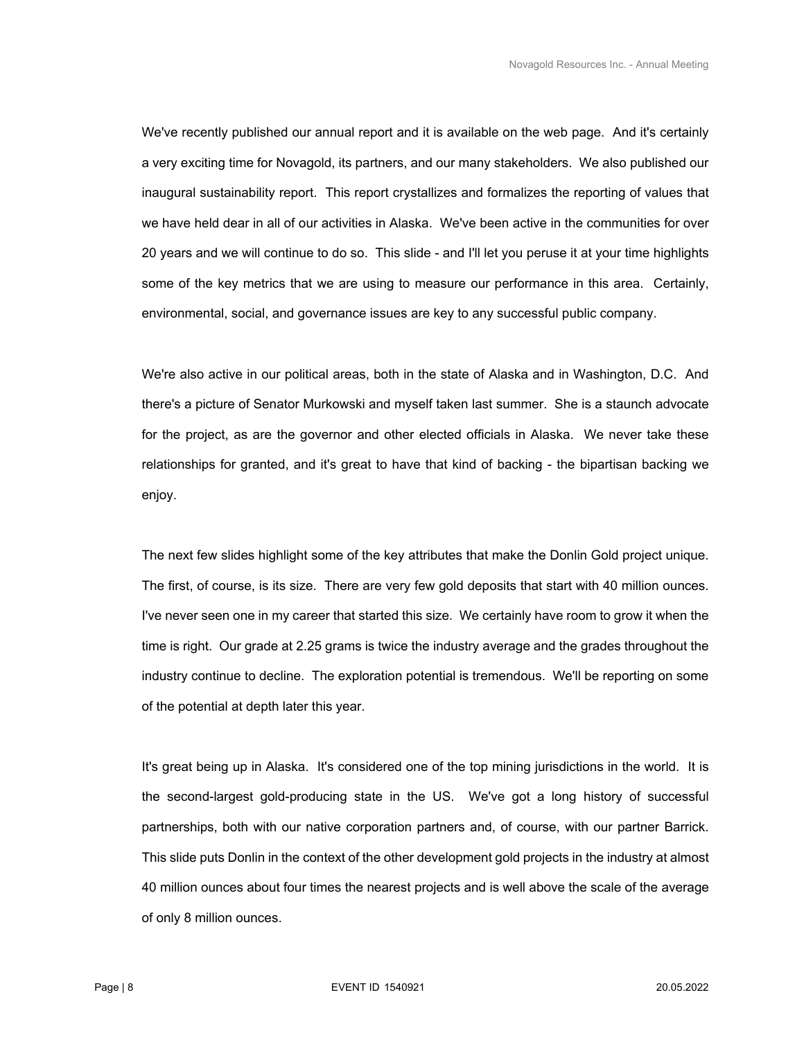We've recently published our annual report and it is available on the web page. And it's certainly a very exciting time for Novagold, its partners, and our many stakeholders. We also published our inaugural sustainability report. This report crystallizes and formalizes the reporting of values that we have held dear in all of our activities in Alaska. We've been active in the communities for over 20 years and we will continue to do so. This slide - and I'll let you peruse it at your time highlights some of the key metrics that we are using to measure our performance in this area. Certainly, environmental, social, and governance issues are key to any successful public company.

We're also active in our political areas, both in the state of Alaska and in Washington, D.C. And there's a picture of Senator Murkowski and myself taken last summer. She is a staunch advocate for the project, as are the governor and other elected officials in Alaska. We never take these relationships for granted, and it's great to have that kind of backing - the bipartisan backing we enjoy.

The next few slides highlight some of the key attributes that make the Donlin Gold project unique. The first, of course, is its size. There are very few gold deposits that start with 40 million ounces. I've never seen one in my career that started this size. We certainly have room to grow it when the time is right. Our grade at 2.25 grams is twice the industry average and the grades throughout the industry continue to decline. The exploration potential is tremendous. We'll be reporting on some of the potential at depth later this year.

It's great being up in Alaska. It's considered one of the top mining jurisdictions in the world. It is the second-largest gold-producing state in the US. We've got a long history of successful partnerships, both with our native corporation partners and, of course, with our partner Barrick. This slide puts Donlin in the context of the other development gold projects in the industry at almost 40 million ounces about four times the nearest projects and is well above the scale of the average of only 8 million ounces.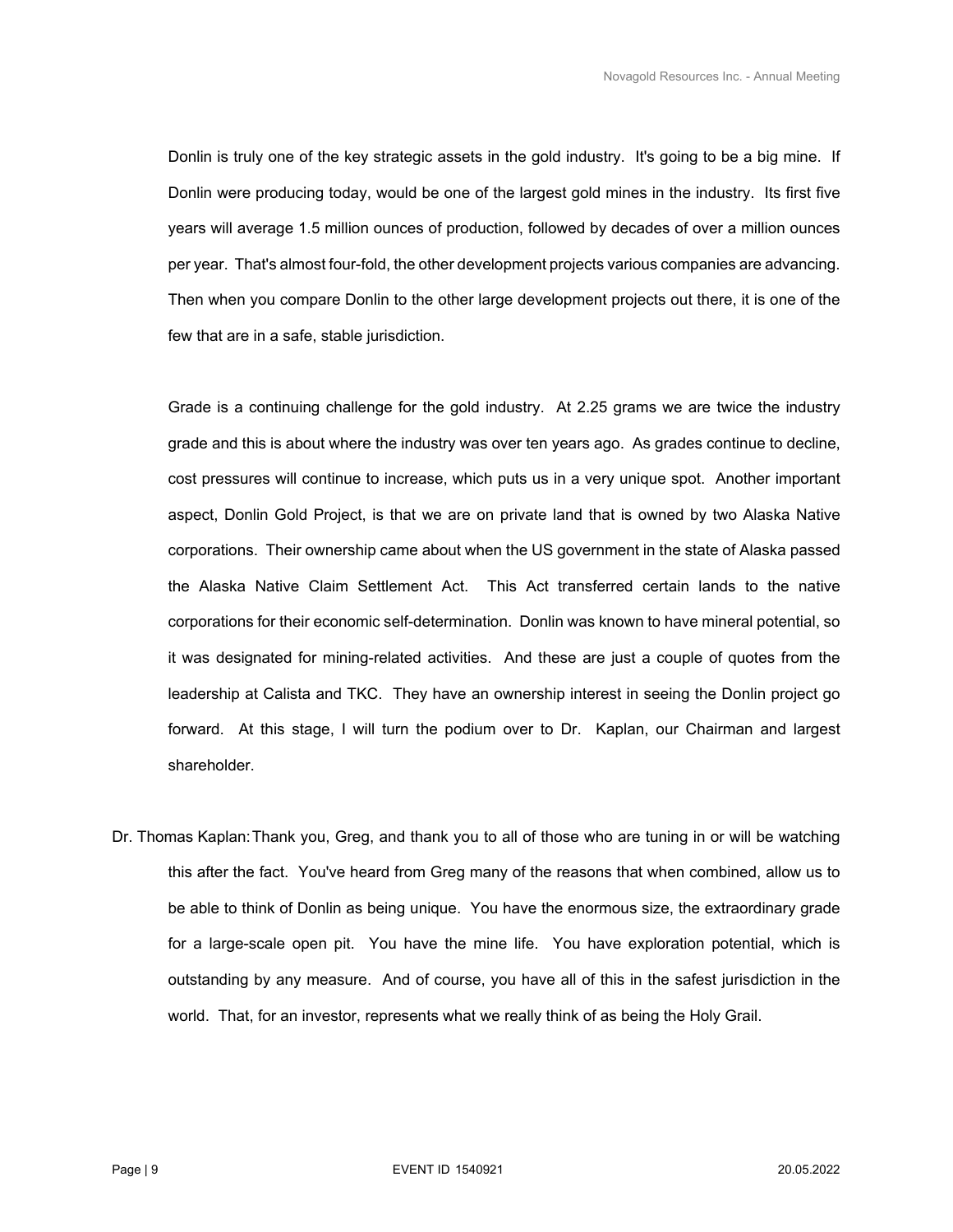Donlin is truly one of the key strategic assets in the gold industry. It's going to be a big mine. If Donlin were producing today, would be one of the largest gold mines in the industry. Its first five years will average 1.5 million ounces of production, followed by decades of over a million ounces per year. That's almost four-fold, the other development projects various companies are advancing. Then when you compare Donlin to the other large development projects out there, it is one of the few that are in a safe, stable jurisdiction.

Grade is a continuing challenge for the gold industry. At 2.25 grams we are twice the industry grade and this is about where the industry was over ten years ago. As grades continue to decline, cost pressures will continue to increase, which puts us in a very unique spot. Another important aspect, Donlin Gold Project, is that we are on private land that is owned by two Alaska Native corporations. Their ownership came about when the US government in the state of Alaska passed the Alaska Native Claim Settlement Act. This Act transferred certain lands to the native corporations for their economic self-determination. Donlin was known to have mineral potential, so it was designated for mining-related activities. And these are just a couple of quotes from the leadership at Calista and TKC. They have an ownership interest in seeing the Donlin project go forward. At this stage, I will turn the podium over to Dr. Kaplan, our Chairman and largest shareholder.

Dr. Thomas Kaplan: Thank you, Greg, and thank you to all of those who are tuning in or will be watching this after the fact. You've heard from Greg many of the reasons that when combined, allow us to be able to think of Donlin as being unique. You have the enormous size, the extraordinary grade for a large-scale open pit. You have the mine life. You have exploration potential, which is outstanding by any measure. And of course, you have all of this in the safest jurisdiction in the world. That, for an investor, represents what we really think of as being the Holy Grail.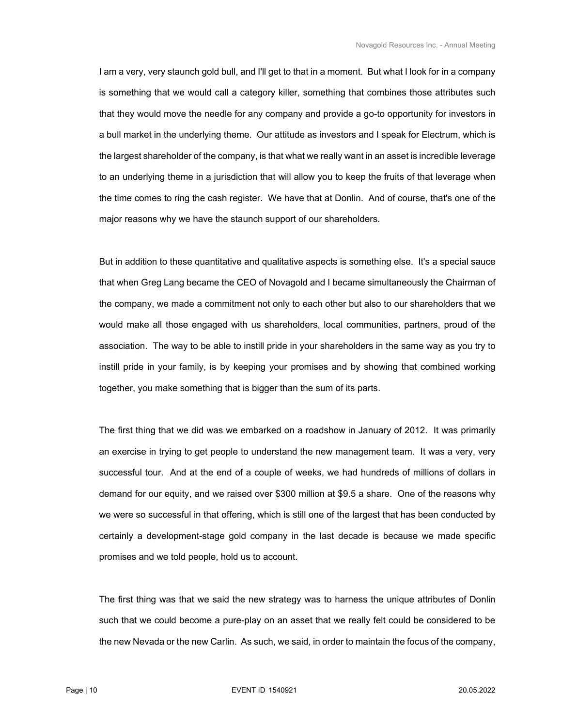I am a very, very staunch gold bull, and I'll get to that in a moment. But what I look for in a company is something that we would call a category killer, something that combines those attributes such that they would move the needle for any company and provide a go-to opportunity for investors in a bull market in the underlying theme. Our attitude as investors and I speak for Electrum, which is the largest shareholder of the company, is that what we really want in an asset is incredible leverage to an underlying theme in a jurisdiction that will allow you to keep the fruits of that leverage when the time comes to ring the cash register. We have that at Donlin. And of course, that's one of the major reasons why we have the staunch support of our shareholders.

But in addition to these quantitative and qualitative aspects is something else. It's a special sauce that when Greg Lang became the CEO of Novagold and I became simultaneously the Chairman of the company, we made a commitment not only to each other but also to our shareholders that we would make all those engaged with us shareholders, local communities, partners, proud of the association. The way to be able to instill pride in your shareholders in the same way as you try to instill pride in your family, is by keeping your promises and by showing that combined working together, you make something that is bigger than the sum of its parts.

The first thing that we did was we embarked on a roadshow in January of 2012. It was primarily an exercise in trying to get people to understand the new management team. It was a very, very successful tour. And at the end of a couple of weeks, we had hundreds of millions of dollars in demand for our equity, and we raised over $300 million at $9.5 a share. One of the reasons why we were so successful in that offering, which is still one of the largest that has been conducted by certainly a development-stage gold company in the last decade is because we made specific promises and we told people, hold us to account.

The first thing was that we said the new strategy was to harness the unique attributes of Donlin such that we could become a pure-play on an asset that we really felt could be considered to be the new Nevada or the new Carlin. As such, we said, in order to maintain the focus of the company,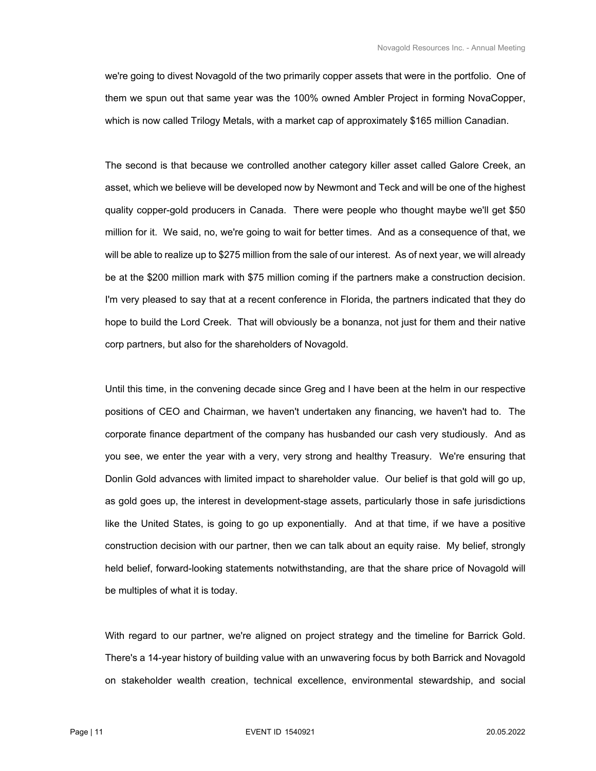we're going to divest Novagold of the two primarily copper assets that were in the portfolio. One of them we spun out that same year was the 100% owned Ambler Project in forming NovaCopper, which is now called Trilogy Metals, with a market cap of approximately $165 million Canadian.

The second is that because we controlled another category killer asset called Galore Creek, an asset, which we believe will be developed now by Newmont and Teck and will be one of the highest quality copper-gold producers in Canada. There were people who thought maybe we'll get $50 million for it. We said, no, we're going to wait for better times. And as a consequence of that, we will be able to realize up to $275 million from the sale of our interest. As of next year, we will already be at the $200 million mark with $75 million coming if the partners make a construction decision. I'm very pleased to say that at a recent conference in Florida, the partners indicated that they do hope to build the Lord Creek. That will obviously be a bonanza, not just for them and their native corp partners, but also for the shareholders of Novagold.

Until this time, in the convening decade since Greg and I have been at the helm in our respective positions of CEO and Chairman, we haven't undertaken any financing, we haven't had to. The corporate finance department of the company has husbanded our cash very studiously. And as you see, we enter the year with a very, very strong and healthy Treasury. We're ensuring that Donlin Gold advances with limited impact to shareholder value. Our belief is that gold will go up, as gold goes up, the interest in development-stage assets, particularly those in safe jurisdictions like the United States, is going to go up exponentially. And at that time, if we have a positive construction decision with our partner, then we can talk about an equity raise. My belief, strongly held belief, forward-looking statements notwithstanding, are that the share price of Novagold will be multiples of what it is today.

With regard to our partner, we're aligned on project strategy and the timeline for Barrick Gold. There's a 14-year history of building value with an unwavering focus by both Barrick and Novagold on stakeholder wealth creation, technical excellence, environmental stewardship, and social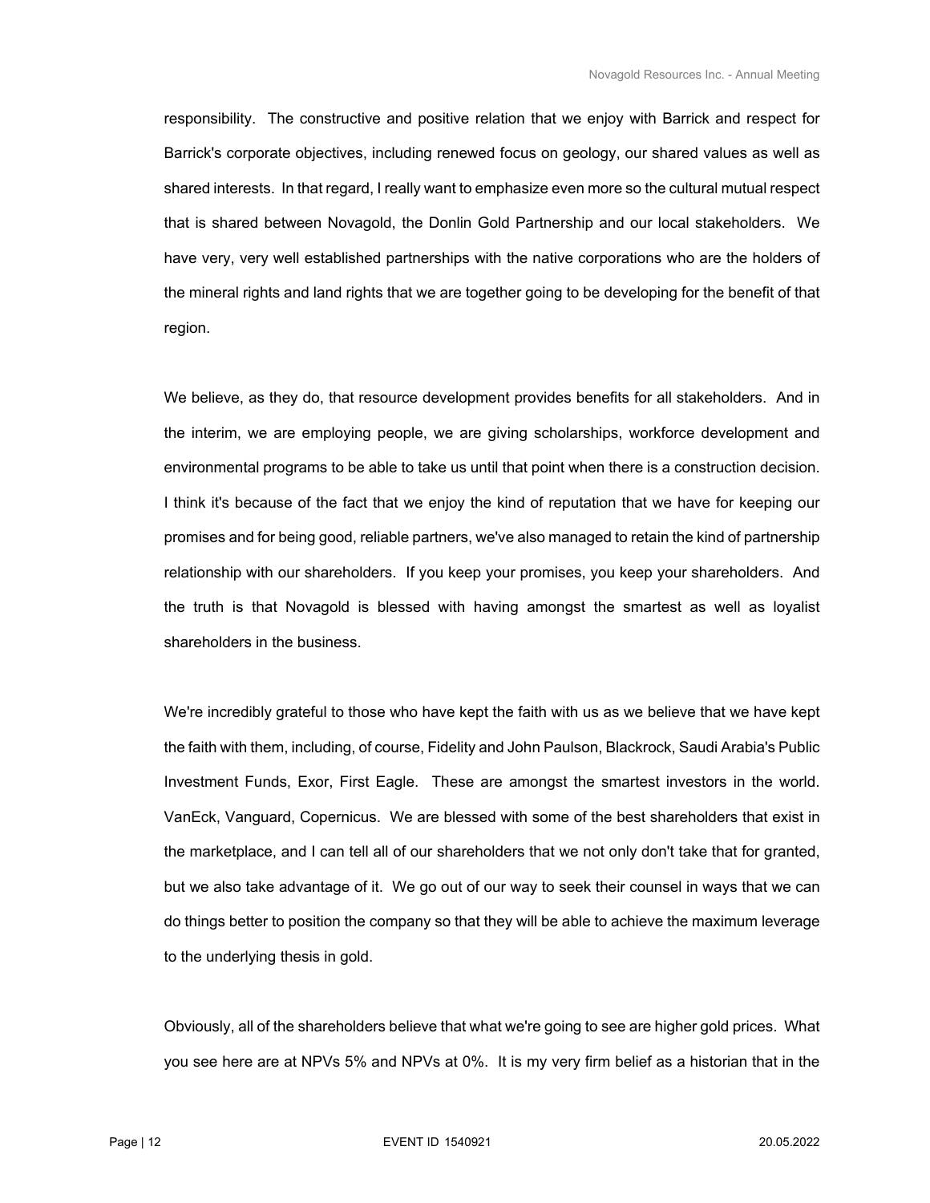responsibility. The constructive and positive relation that we enjoy with Barrick and respect for Barrick's corporate objectives, including renewed focus on geology, our shared values as well as shared interests. In that regard, I really want to emphasize even more so the cultural mutual respect that is shared between Novagold, the Donlin Gold Partnership and our local stakeholders. We have very, very well established partnerships with the native corporations who are the holders of the mineral rights and land rights that we are together going to be developing for the benefit of that region.

We believe, as they do, that resource development provides benefits for all stakeholders. And in the interim, we are employing people, we are giving scholarships, workforce development and environmental programs to be able to take us until that point when there is a construction decision. I think it's because of the fact that we enjoy the kind of reputation that we have for keeping our promises and for being good, reliable partners, we've also managed to retain the kind of partnership relationship with our shareholders. If you keep your promises, you keep your shareholders. And the truth is that Novagold is blessed with having amongst the smartest as well as loyalist shareholders in the business.

We're incredibly grateful to those who have kept the faith with us as we believe that we have kept the faith with them, including, of course, Fidelity and John Paulson, Blackrock, Saudi Arabia's Public Investment Funds, Exor, First Eagle. These are amongst the smartest investors in the world. VanEck, Vanguard, Copernicus. We are blessed with some of the best shareholders that exist in the marketplace, and I can tell all of our shareholders that we not only don't take that for granted, but we also take advantage of it. We go out of our way to seek their counsel in ways that we can do things better to position the company so that they will be able to achieve the maximum leverage to the underlying thesis in gold.

Obviously, all of the shareholders believe that what we're going to see are higher gold prices. What you see here are at NPVs 5% and NPVs at 0%. It is my very firm belief as a historian that in the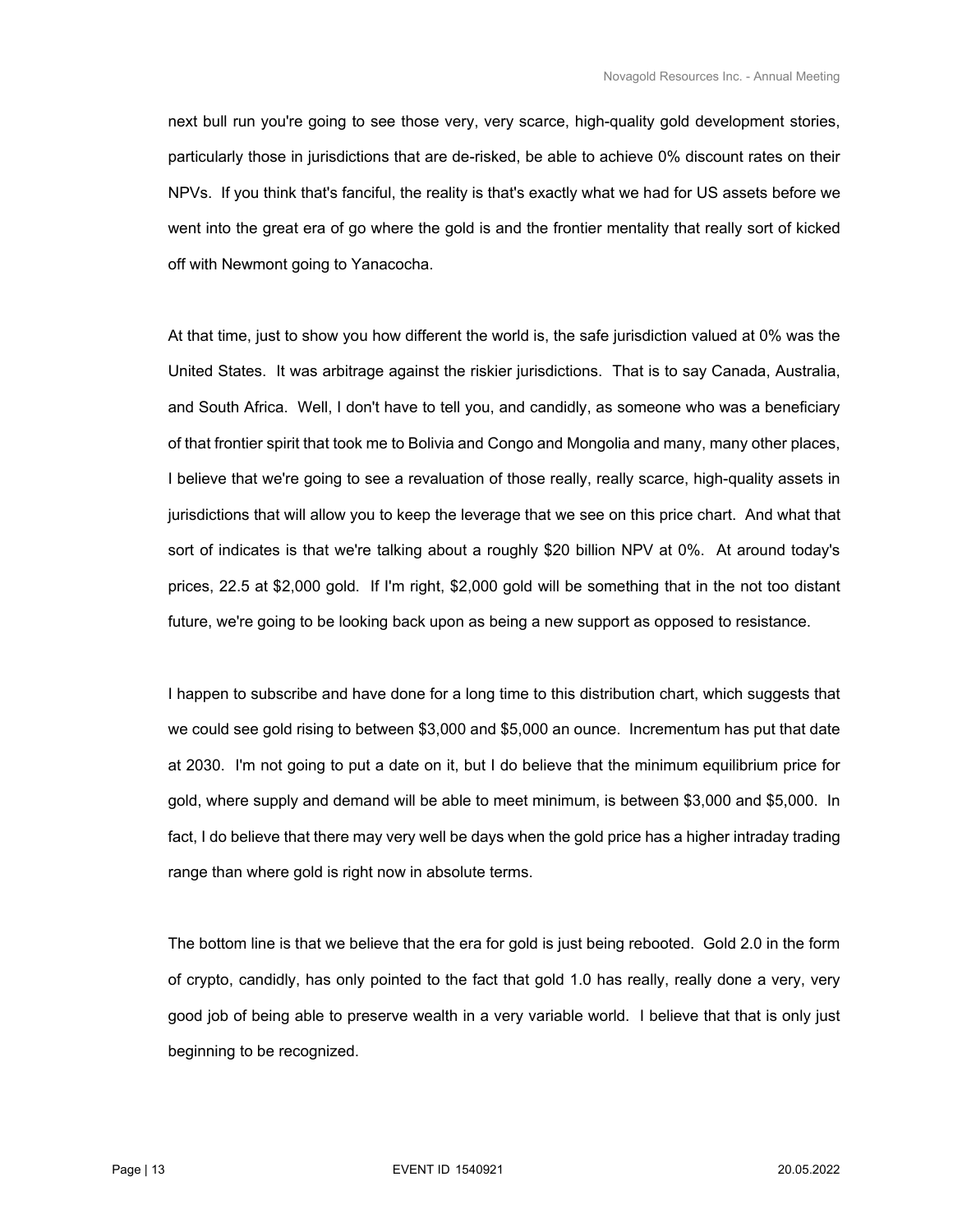next bull run you're going to see those very, very scarce, high-quality gold development stories, particularly those in jurisdictions that are de-risked, be able to achieve 0% discount rates on their NPVs. If you think that's fanciful, the reality is that's exactly what we had for US assets before we went into the great era of go where the gold is and the frontier mentality that really sort of kicked off with Newmont going to Yanacocha.

At that time, just to show you how different the world is, the safe jurisdiction valued at 0% was the United States. It was arbitrage against the riskier jurisdictions. That is to say Canada, Australia, and South Africa. Well, I don't have to tell you, and candidly, as someone who was a beneficiary of that frontier spirit that took me to Bolivia and Congo and Mongolia and many, many other places, I believe that we're going to see a revaluation of those really, really scarce, high-quality assets in jurisdictions that will allow you to keep the leverage that we see on this price chart. And what that sort of indicates is that we're talking about a roughly $20 billion NPV at 0%. At around today's prices, 22.5 at $2,000 gold. If I'm right, $2,000 gold will be something that in the not too distant future, we're going to be looking back upon as being a new support as opposed to resistance.

I happen to subscribe and have done for a long time to this distribution chart, which suggests that we could see gold rising to between $3,000 and $5,000 an ounce. Incrementum has put that date at 2030. I'm not going to put a date on it, but I do believe that the minimum equilibrium price for gold, where supply and demand will be able to meet minimum, is between $3,000 and $5,000. In fact, I do believe that there may very well be days when the gold price has a higher intraday trading range than where gold is right now in absolute terms.

The bottom line is that we believe that the era for gold is just being rebooted. Gold 2.0 in the form of crypto, candidly, has only pointed to the fact that gold 1.0 has really, really done a very, very good job of being able to preserve wealth in a very variable world. I believe that that is only just beginning to be recognized.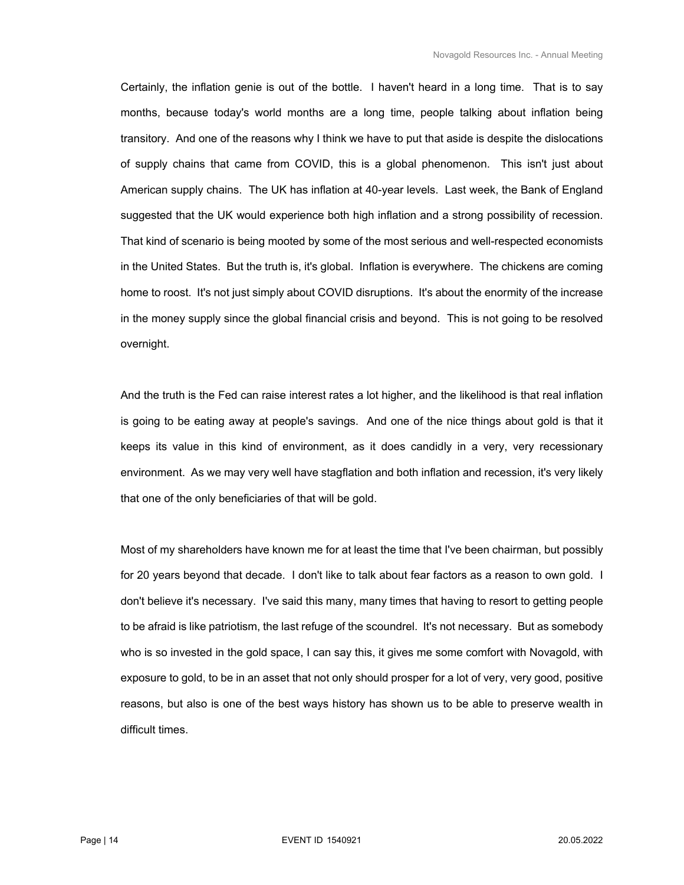Certainly, the inflation genie is out of the bottle. I haven't heard in a long time. That is to say months, because today's world months are a long time, people talking about inflation being transitory. And one of the reasons why I think we have to put that aside is despite the dislocations of supply chains that came from COVID, this is a global phenomenon. This isn't just about American supply chains. The UK has inflation at 40-year levels. Last week, the Bank of England suggested that the UK would experience both high inflation and a strong possibility of recession. That kind of scenario is being mooted by some of the most serious and well-respected economists in the United States. But the truth is, it's global. Inflation is everywhere. The chickens are coming home to roost. It's not just simply about COVID disruptions. It's about the enormity of the increase in the money supply since the global financial crisis and beyond. This is not going to be resolved overnight.

And the truth is the Fed can raise interest rates a lot higher, and the likelihood is that real inflation is going to be eating away at people's savings. And one of the nice things about gold is that it keeps its value in this kind of environment, as it does candidly in a very, very recessionary environment. As we may very well have stagflation and both inflation and recession, it's very likely that one of the only beneficiaries of that will be gold.

Most of my shareholders have known me for at least the time that I've been chairman, but possibly for 20 years beyond that decade. I don't like to talk about fear factors as a reason to own gold. I don't believe it's necessary. I've said this many, many times that having to resort to getting people to be afraid is like patriotism, the last refuge of the scoundrel. It's not necessary. But as somebody who is so invested in the gold space, I can say this, it gives me some comfort with Novagold, with exposure to gold, to be in an asset that not only should prosper for a lot of very, very good, positive reasons, but also is one of the best ways history has shown us to be able to preserve wealth in difficult times.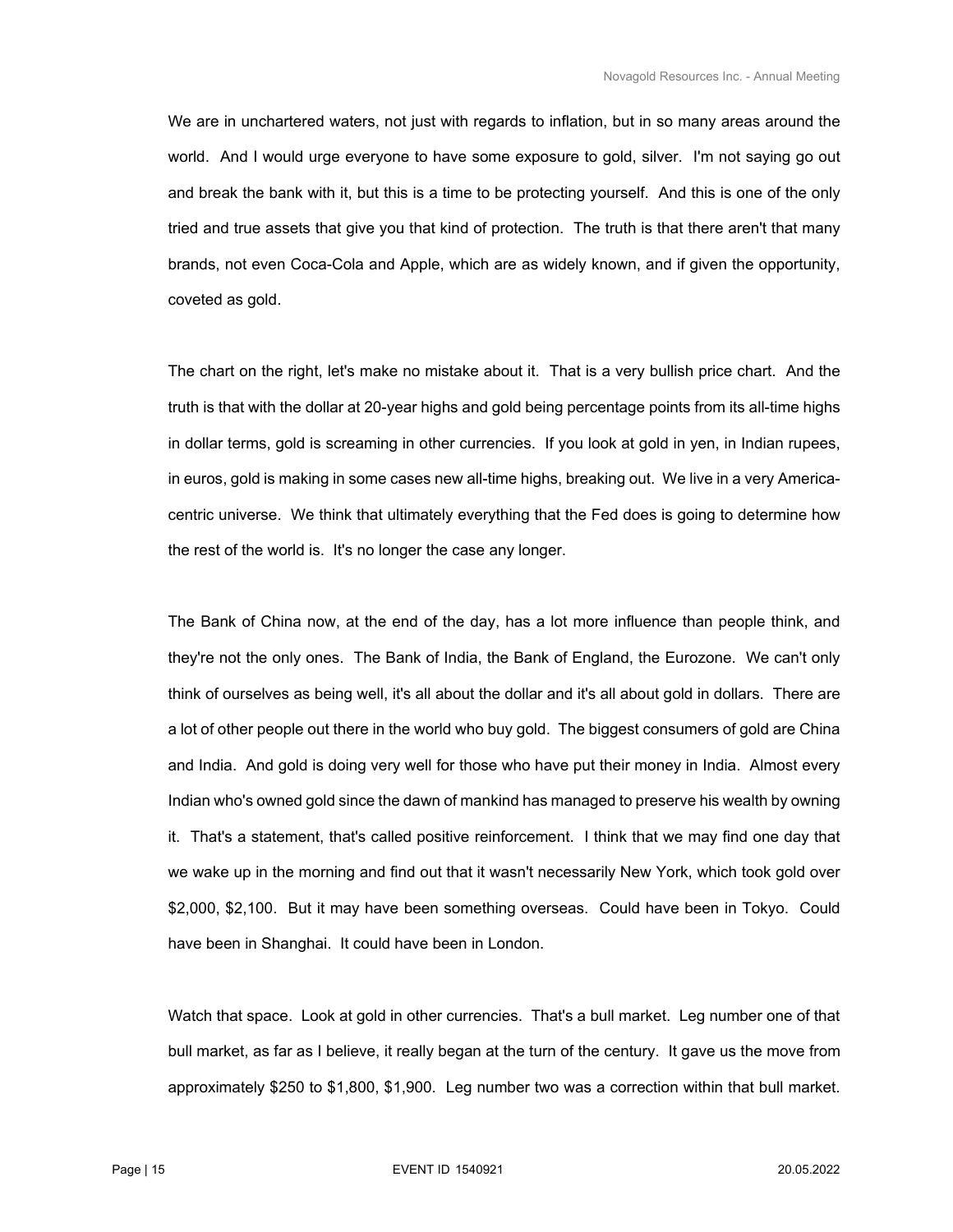We are in unchartered waters, not just with regards to inflation, but in so many areas around the world. And I would urge everyone to have some exposure to gold, silver. I'm not saying go out and break the bank with it, but this is a time to be protecting yourself. And this is one of the only tried and true assets that give you that kind of protection. The truth is that there aren't that many brands, not even Coca-Cola and Apple, which are as widely known, and if given the opportunity, coveted as gold.

The chart on the right, let's make no mistake about it. That is a very bullish price chart. And the truth is that with the dollar at 20-year highs and gold being percentage points from its all-time highs in dollar terms, gold is screaming in other currencies. If you look at gold in yen, in Indian rupees, in euros, gold is making in some cases new all-time highs, breaking out. We live in a very America-centric universe. We think that ultimately everything that the Fed does is going to determine how the rest of the world is. It's no longer the case any longer.

The Bank of China now, at the end of the day, has a lot more influence than people think, and they're not the only ones. The Bank of India, the Bank of England, the Eurozone. We can't only think of ourselves as being well, it's all about the dollar and it's all about gold in dollars. There are a lot of other people out there in the world who buy gold. The biggest consumers of gold are China and India. And gold is doing very well for those who have put their money in India. Almost every Indian who's owned gold since the dawn of mankind has managed to preserve his wealth by owning it. That's a statement, that's called positive reinforcement. I think that we may find one day that we wake up in the morning and find out that it wasn't necessarily New York, which took gold over $2,000, $2,100. But it may have been something overseas. Could have been in Tokyo. Could have been in Shanghai. It could have been in London.

Watch that space. Look at gold in other currencies. That's a bull market. Leg number one of that bull market, as far as I believe, it really began at the turn of the century. It gave us the move from approximately $250 to $1,800, $1,900. Leg number two was a correction within that bull market.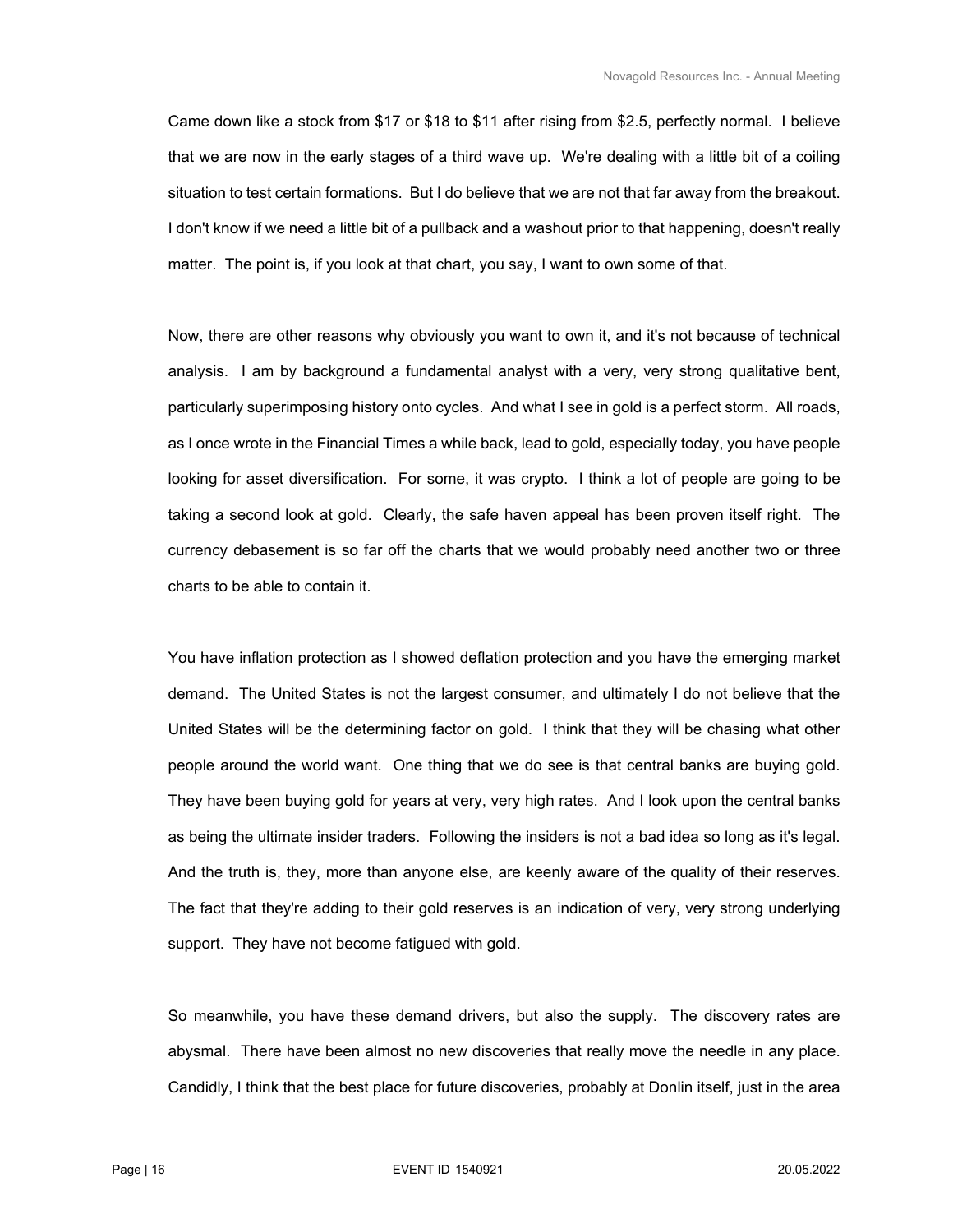Came down like a stock from $17 or $18 to $11 after rising from $2.5, perfectly normal. I believe that we are now in the early stages of a third wave up. We're dealing with a little bit of a coiling situation to test certain formations. But I do believe that we are not that far away from the breakout. I don't know if we need a little bit of a pullback and a washout prior to that happening, doesn't really matter. The point is, if you look at that chart, you say, I want to own some of that.

Now, there are other reasons why obviously you want to own it, and it's not because of technical analysis. I am by background a fundamental analyst with a very, very strong qualitative bent, particularly superimposing history onto cycles. And what I see in gold is a perfect storm. All roads, as I once wrote in the Financial Times a while back, lead to gold, especially today, you have people looking for asset diversification. For some, it was crypto. I think a lot of people are going to be taking a second look at gold. Clearly, the safe haven appeal has been proven itself right. The currency debasement is so far off the charts that we would probably need another two or three charts to be able to contain it.

You have inflation protection as I showed deflation protection and you have the emerging market demand. The United States is not the largest consumer, and ultimately I do not believe that the United States will be the determining factor on gold. I think that they will be chasing what other people around the world want. One thing that we do see is that central banks are buying gold. They have been buying gold for years at very, very high rates. And I look upon the central banks as being the ultimate insider traders. Following the insiders is not a bad idea so long as it's legal. And the truth is, they, more than anyone else, are keenly aware of the quality of their reserves. The fact that they're adding to their gold reserves is an indication of very, very strong underlying support. They have not become fatigued with gold.

So meanwhile, you have these demand drivers, but also the supply. The discovery rates are abysmal. There have been almost no new discoveries that really move the needle in any place. Candidly, I think that the best place for future discoveries, probably at Donlin itself, just in the area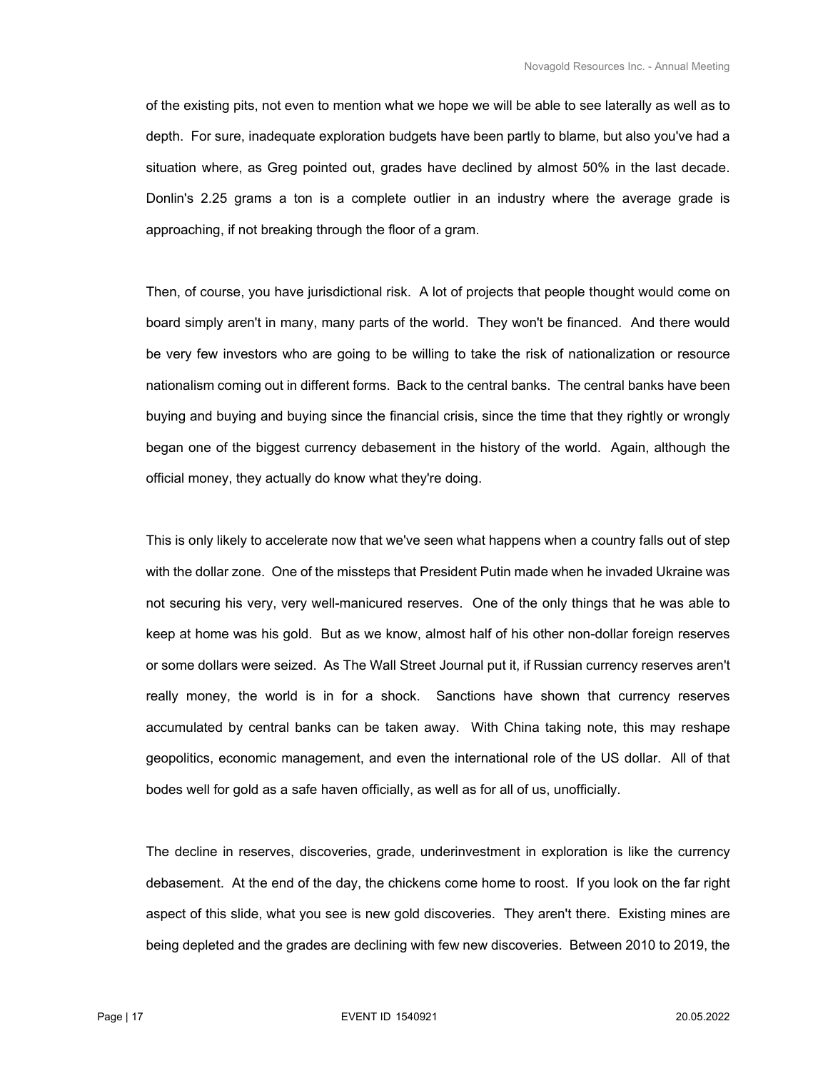of the existing pits, not even to mention what we hope we will be able to see laterally as well as to depth. For sure, inadequate exploration budgets have been partly to blame, but also you've had a situation where, as Greg pointed out, grades have declined by almost 50% in the last decade. Donlin's 2.25 grams a ton is a complete outlier in an industry where the average grade is approaching, if not breaking through the floor of a gram.

Then, of course, you have jurisdictional risk. A lot of projects that people thought would come on board simply aren't in many, many parts of the world. They won't be financed. And there would be very few investors who are going to be willing to take the risk of nationalization or resource nationalism coming out in different forms. Back to the central banks. The central banks have been buying and buying and buying since the financial crisis, since the time that they rightly or wrongly began one of the biggest currency debasement in the history of the world. Again, although the official money, they actually do know what they're doing.

This is only likely to accelerate now that we've seen what happens when a country falls out of step with the dollar zone. One of the missteps that President Putin made when he invaded Ukraine was not securing his very, very well-manicured reserves. One of the only things that he was able to keep at home was his gold. But as we know, almost half of his other non-dollar foreign reserves or some dollars were seized. As The Wall Street Journal put it, if Russian currency reserves aren't really money, the world is in for a shock. Sanctions have shown that currency reserves accumulated by central banks can be taken away. With China taking note, this may reshape geopolitics, economic management, and even the international role of the US dollar. All of that bodes well for gold as a safe haven officially, as well as for all of us, unofficially.

The decline in reserves, discoveries, grade, underinvestment in exploration is like the currency debasement. At the end of the day, the chickens come home to roost. If you look on the far right aspect of this slide, what you see is new gold discoveries. They aren't there. Existing mines are being depleted and the grades are declining with few new discoveries. Between 2010 to 2019, the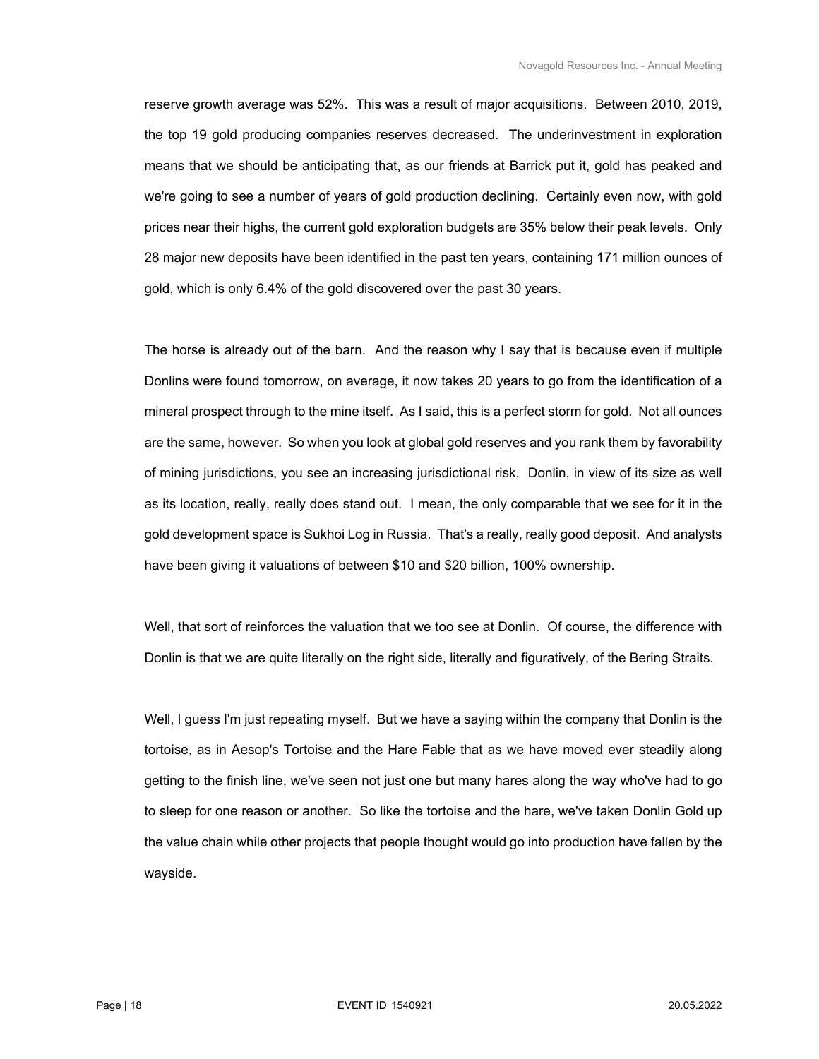reserve growth average was 52%. This was a result of major acquisitions. Between 2010, 2019, the top 19 gold producing companies reserves decreased. The underinvestment in exploration means that we should be anticipating that, as our friends at Barrick put it, gold has peaked and we're going to see a number of years of gold production declining. Certainly even now, with gold prices near their highs, the current gold exploration budgets are 35% below their peak levels. Only 28 major new deposits have been identified in the past ten years, containing 171 million ounces of gold, which is only 6.4% of the gold discovered over the past 30 years.

The horse is already out of the barn. And the reason why I say that is because even if multiple Donlins were found tomorrow, on average, it now takes 20 years to go from the identification of a mineral prospect through to the mine itself. As I said, this is a perfect storm for gold. Not all ounces are the same, however. So when you look at global gold reserves and you rank them by favorability of mining jurisdictions, you see an increasing jurisdictional risk. Donlin, in view of its size as well as its location, really, really does stand out. I mean, the only comparable that we see for it in the gold development space is Sukhoi Log in Russia. That's a really, really good deposit. And analysts have been giving it valuations of between $10 and $20 billion, 100% ownership.

Well, that sort of reinforces the valuation that we too see at Donlin. Of course, the difference with Donlin is that we are quite literally on the right side, literally and figuratively, of the Bering Straits.

Well, I guess I'm just repeating myself. But we have a saying within the company that Donlin is the tortoise, as in Aesop's Tortoise and the Hare Fable that as we have moved ever steadily along getting to the finish line, we've seen not just one but many hares along the way who've had to go to sleep for one reason or another. So like the tortoise and the hare, we've taken Donlin Gold up the value chain while other projects that people thought would go into production have fallen by the wayside.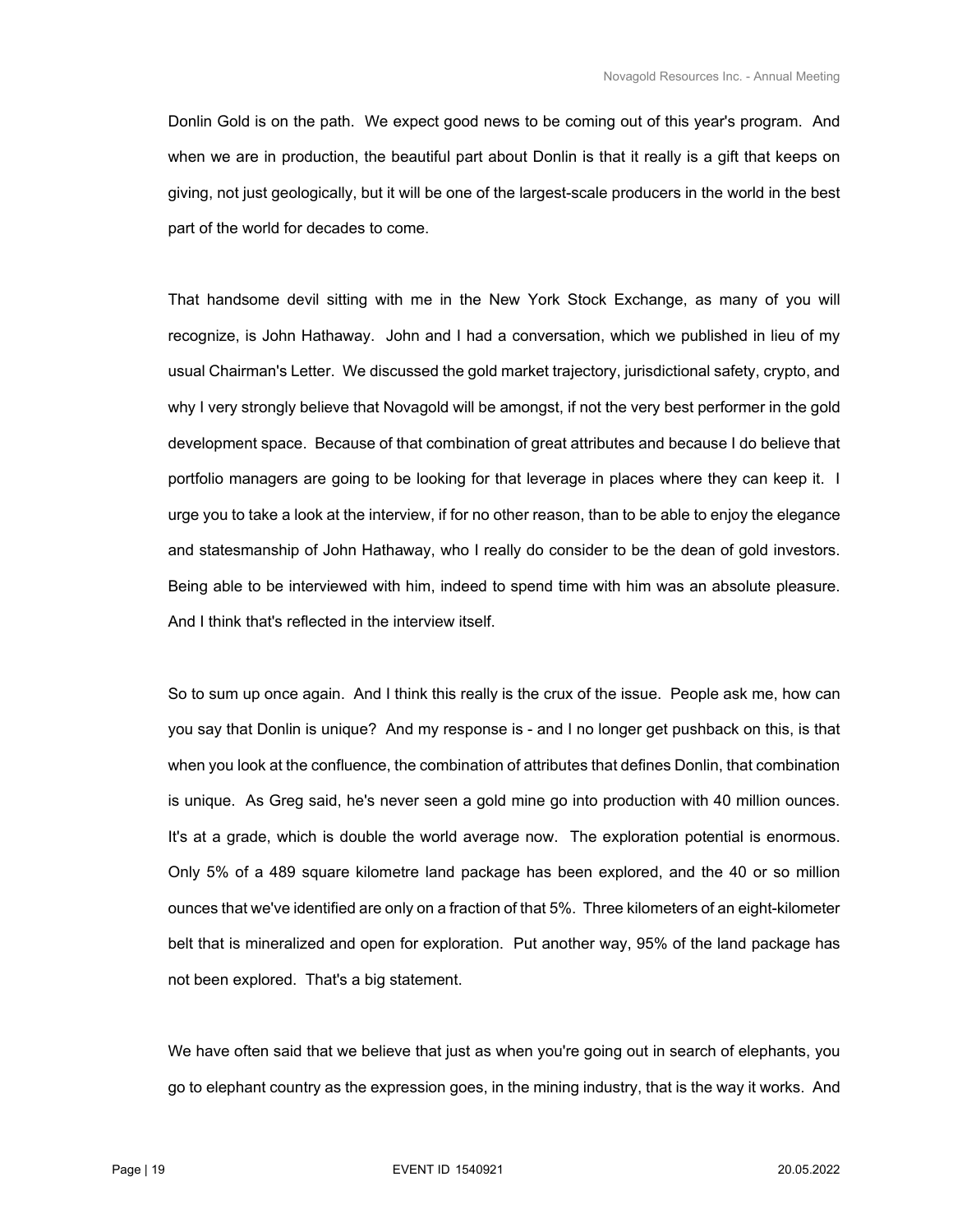Donlin Gold is on the path. We expect good news to be coming out of this year's program. And when we are in production, the beautiful part about Donlin is that it really is a gift that keeps on giving, not just geologically, but it will be one of the largest-scale producers in the world in the best part of the world for decades to come.

That handsome devil sitting with me in the New York Stock Exchange, as many of you will recognize, is John Hathaway. John and I had a conversation, which we published in lieu of my usual Chairman's Letter. We discussed the gold market trajectory, jurisdictional safety, crypto, and why I very strongly believe that Novagold will be amongst, if not the very best performer in the gold development space. Because of that combination of great attributes and because I do believe that portfolio managers are going to be looking for that leverage in places where they can keep it. I urge you to take a look at the interview, if for no other reason, than to be able to enjoy the elegance and statesmanship of John Hathaway, who I really do consider to be the dean of gold investors. Being able to be interviewed with him, indeed to spend time with him was an absolute pleasure. And I think that's reflected in the interview itself.

So to sum up once again. And I think this really is the crux of the issue. People ask me, how can you say that Donlin is unique? And my response is - and I no longer get pushback on this, is that when you look at the confluence, the combination of attributes that defines Donlin, that combination is unique. As Greg said, he's never seen a gold mine go into production with 40 million ounces. It's at a grade, which is double the world average now. The exploration potential is enormous. Only 5% of a 489 square kilometre land package has been explored, and the 40 or so million ounces that we've identified are only on a fraction of that 5%. Three kilometers of an eight-kilometer belt that is mineralized and open for exploration. Put another way, 95% of the land package has not been explored. That's a big statement.

We have often said that we believe that just as when you're going out in search of elephants, you go to elephant country as the expression goes, in the mining industry, that is the way it works. And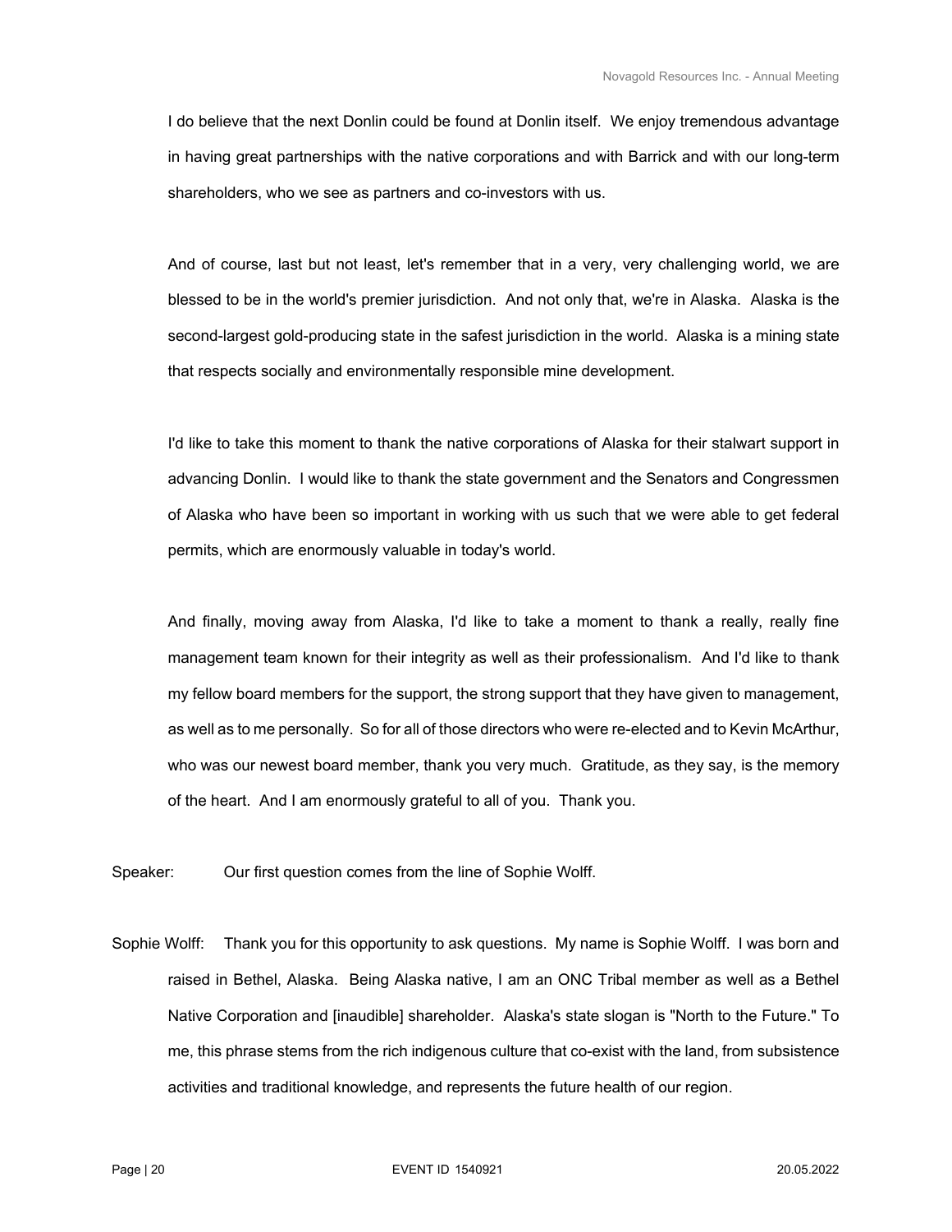I do believe that the next Donlin could be found at Donlin itself. We enjoy tremendous advantage in having great partnerships with the native corporations and with Barrick and with our long-term shareholders, who we see as partners and co-investors with us.

And of course, last but not least, let's remember that in a very, very challenging world, we are blessed to be in the world's premier jurisdiction. And not only that, we're in Alaska. Alaska is the second-largest gold-producing state in the safest jurisdiction in the world. Alaska is a mining state that respects socially and environmentally responsible mine development.

I'd like to take this moment to thank the native corporations of Alaska for their stalwart support in advancing Donlin. I would like to thank the state government and the Senators and Congressmen of Alaska who have been so important in working with us such that we were able to get federal permits, which are enormously valuable in today's world.

And finally, moving away from Alaska, I'd like to take a moment to thank a really, really fine management team known for their integrity as well as their professionalism. And I'd like to thank my fellow board members for the support, the strong support that they have given to management, as well as to me personally. So for all of those directors who were re-elected and to Kevin McArthur, who was our newest board member, thank you very much. Gratitude, as they say, is the memory of the heart. And I am enormously grateful to all of you. Thank you.

Speaker: Our first question comes from the line of Sophie Wolff.

Sophie Wolff: Thank you for this opportunity to ask questions. My name is Sophie Wolff. I was born and raised in Bethel, Alaska. Being Alaska native, I am an ONC Tribal member as well as a Bethel Native Corporation and [inaudible] shareholder. Alaska's state slogan is "North to the Future." To me, this phrase stems from the rich indigenous culture that co-exist with the land, from subsistence activities and traditional knowledge, and represents the future health of our region.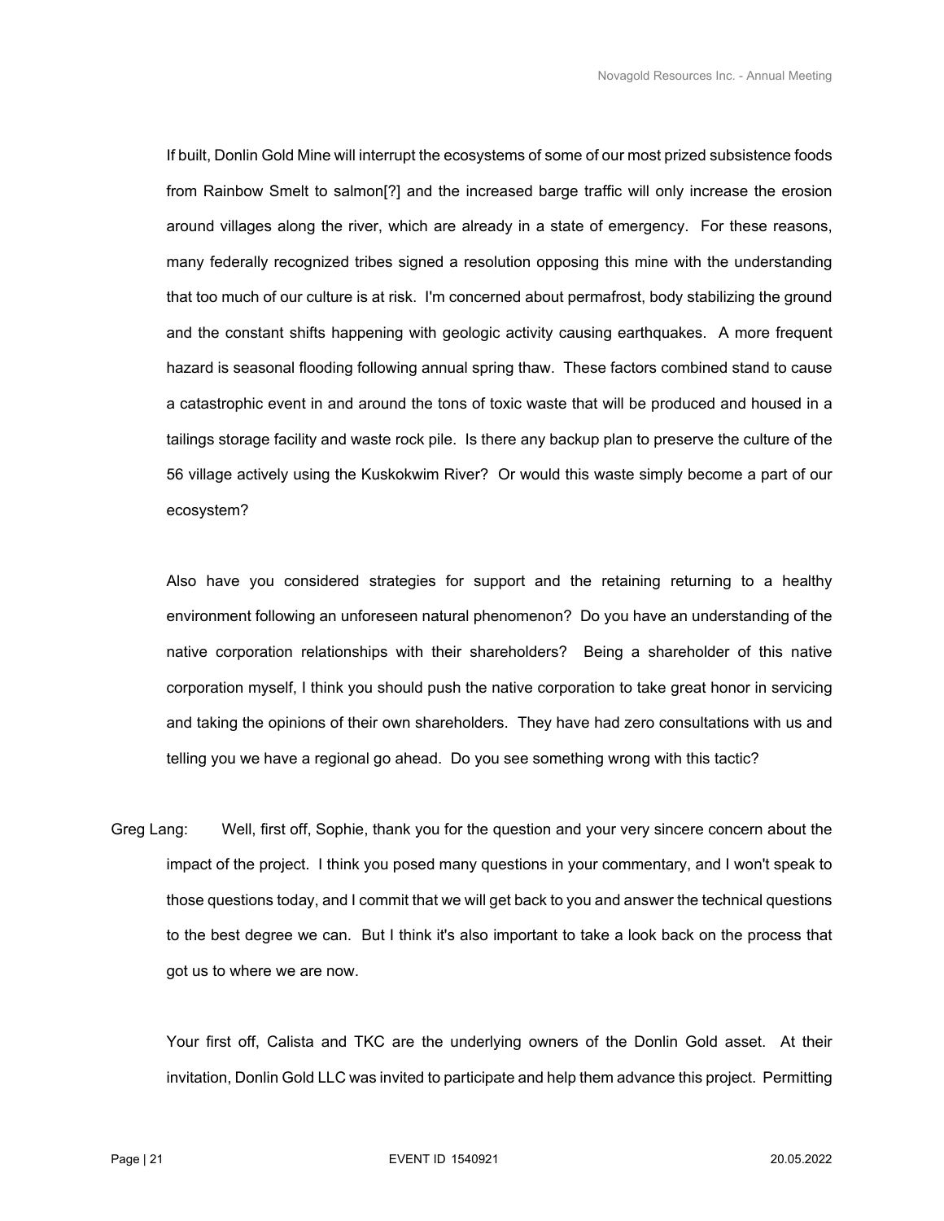If built, Donlin Gold Mine will interrupt the ecosystems of some of our most prized subsistence foods from Rainbow Smelt to salmon[?] and the increased barge traffic will only increase the erosion around villages along the river, which are already in a state of emergency. For these reasons, many federally recognized tribes signed a resolution opposing this mine with the understanding that too much of our culture is at risk. I'm concerned about permafrost, body stabilizing the ground and the constant shifts happening with geologic activity causing earthquakes. A more frequent hazard is seasonal flooding following annual spring thaw. These factors combined stand to cause a catastrophic event in and around the tons of toxic waste that will be produced and housed in a tailings storage facility and waste rock pile. Is there any backup plan to preserve the culture of the 56 village actively using the Kuskokwim River? Or would this waste simply become a part of our ecosystem?

Also have you considered strategies for support and the retaining returning to a healthy environment following an unforeseen natural phenomenon? Do you have an understanding of the native corporation relationships with their shareholders? Being a shareholder of this native corporation myself, I think you should push the native corporation to take great honor in servicing and taking the opinions of their own shareholders. They have had zero consultations with us and telling you we have a regional go ahead. Do you see something wrong with this tactic?

Greg Lang: Well, first off, Sophie, thank you for the question and your very sincere concern about the impact of the project. I think you posed many questions in your commentary, and I won't speak to those questions today, and I commit that we will get back to you and answer the technical questions to the best degree we can. But I think it's also important to take a look back on the process that got us to where we are now.

Your first off, Calista and TKC are the underlying owners of the Donlin Gold asset. At their invitation, Donlin Gold LLC was invited to participate and help them advance this project. Permitting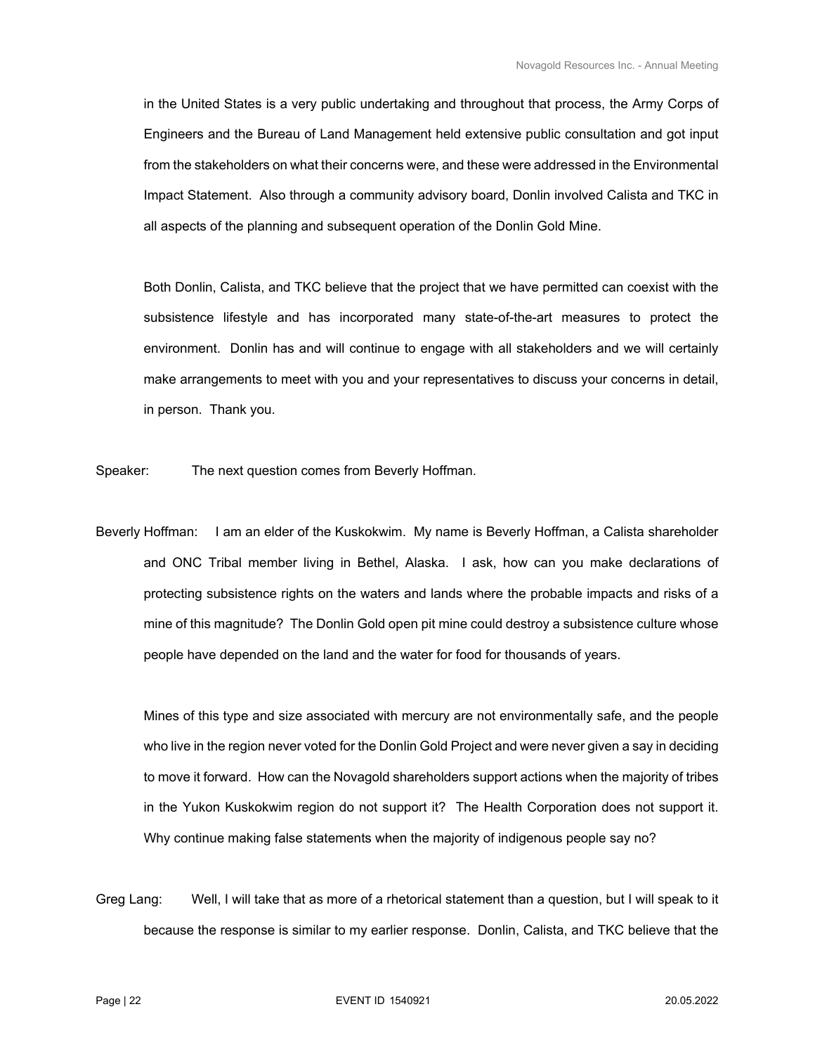in the United States is a very public undertaking and throughout that process, the Army Corps of Engineers and the Bureau of Land Management held extensive public consultation and got input from the stakeholders on what their concerns were, and these were addressed in the Environmental Impact Statement. Also through a community advisory board, Donlin involved Calista and TKC in all aspects of the planning and subsequent operation of the Donlin Gold Mine.

Both Donlin, Calista, and TKC believe that the project that we have permitted can coexist with the subsistence lifestyle and has incorporated many state-of-the-art measures to protect the environment. Donlin has and will continue to engage with all stakeholders and we will certainly make arrangements to meet with you and your representatives to discuss your concerns in detail, in person. Thank you.

Speaker: The next question comes from Beverly Hoffman.

Beverly Hoffman: I am an elder of the Kuskokwim. My name is Beverly Hoffman, a Calista shareholder and ONC Tribal member living in Bethel, Alaska. I ask, how can you make declarations of protecting subsistence rights on the waters and lands where the probable impacts and risks of a mine of this magnitude? The Donlin Gold open pit mine could destroy a subsistence culture whose people have depended on the land and the water for food for thousands of years.

Mines of this type and size associated with mercury are not environmentally safe, and the people who live in the region never voted for the Donlin Gold Project and were never given a say in deciding to move it forward. How can the Novagold shareholders support actions when the majority of tribes in the Yukon Kuskokwim region do not support it? The Health Corporation does not support it. Why continue making false statements when the majority of indigenous people say no?

Greg Lang: Well, I will take that as more of a rhetorical statement than a question, but I will speak to it because the response is similar to my earlier response. Donlin, Calista, and TKC believe that the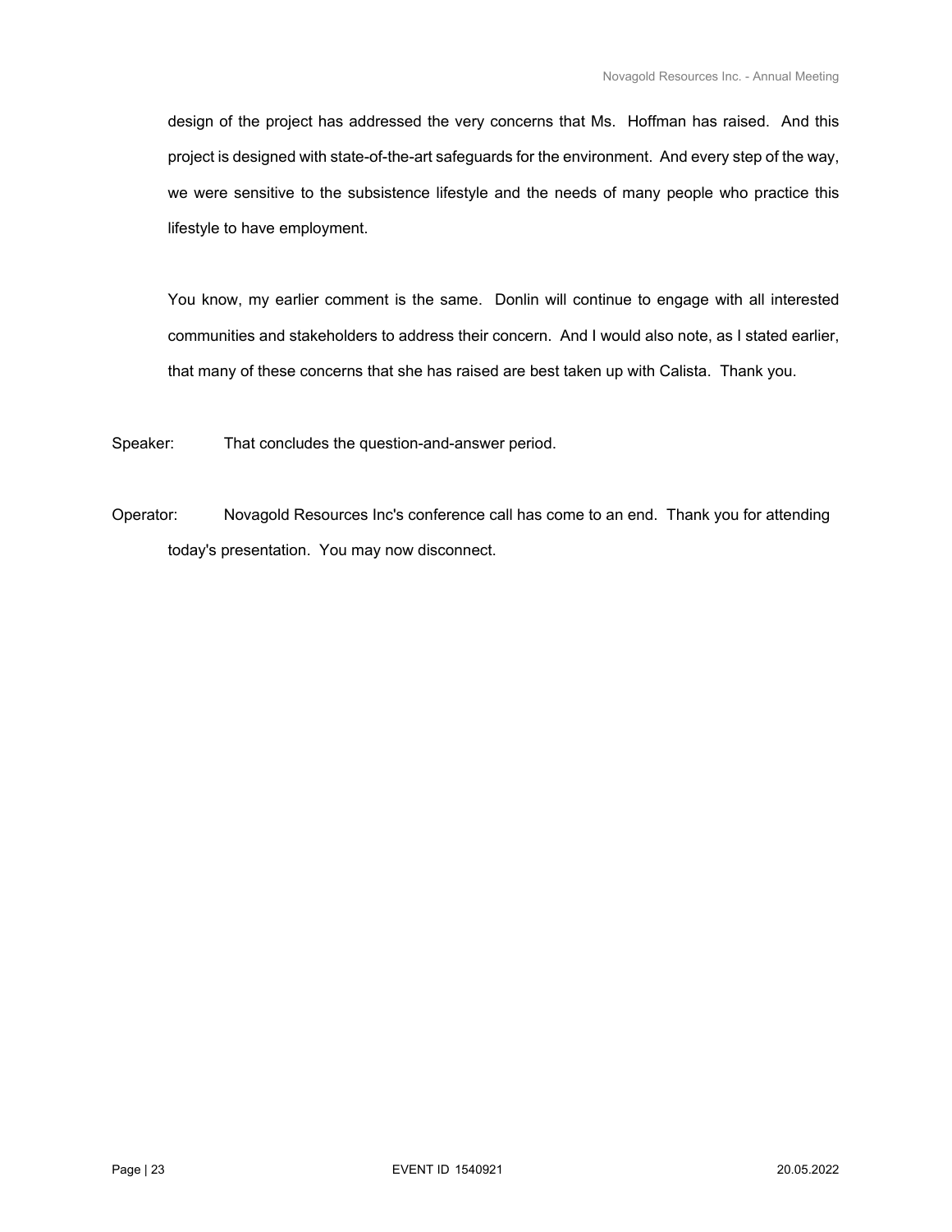design of the project has addressed the very concerns that Ms. Hoffman has raised. And this project is designed with state-of-the-art safeguards for the environment. And every step of the way, we were sensitive to the subsistence lifestyle and the needs of many people who practice this lifestyle to have employment.

You know, my earlier comment is the same. Donlin will continue to engage with all interested communities and stakeholders to address their concern. And I would also note, as I stated earlier, that many of these concerns that she has raised are best taken up with Calista. Thank you.

Speaker: That concludes the question-and-answer period.

Operator: Novagold Resources Inc's conference call has come to an end. Thank you for attending today's presentation. You may now disconnect.